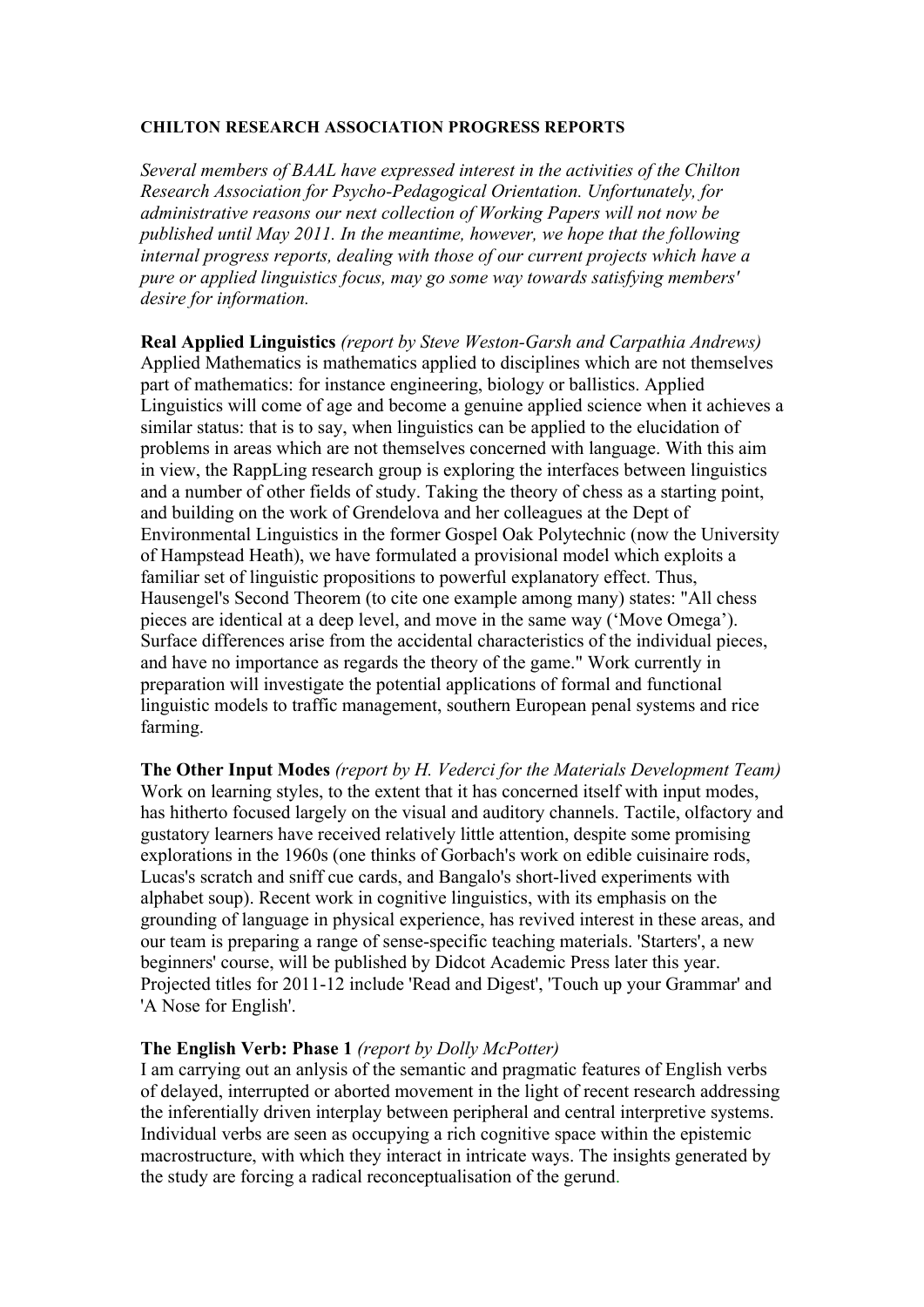**CHILTON RESEARCH ASSOCIATION PROGRESS REPORTS**

*Several members of BAAL have expressed interest in the activities of the Chilton Research Association for Psycho-Pedagogical Orientation. Unfortunately, for administrative reasons our next collection of Working Papers will not now be published until May 2011. In the meantime, however, we hope that the following internal progress reports, dealing with those of our current projects which have a pure or applied linguistics focus, may go some way towards satisfying members' desire for information.*

**Real Applied Linguistics** *(report by Steve Weston-Garsh and Carpathia Andrews)*
Applied Mathematics is mathematics applied to disciplines which are not themselves part of mathematics: for instance engineering, biology or ballistics. Applied Linguistics will come of age and become a genuine applied science when it achieves a similar status: that is to say, when linguistics can be applied to the elucidation of problems in areas which are not themselves concerned with language. With this aim in view, the RappLing research group is exploring the interfaces between linguistics and a number of other fields of study. Taking the theory of chess as a starting point, and building on the work of Grendelova and her colleagues at the Dept of Environmental Linguistics in the former Gospel Oak Polytechnic (now the University of Hampstead Heath), we have formulated a provisional model which exploits a familiar set of linguistic propositions to powerful explanatory effect. Thus, Hausengel's Second Theorem (to cite one example among many) states: "All chess pieces are identical at a deep level, and move in the same way ('Move Omega'). Surface differences arise from the accidental characteristics of the individual pieces, and have no importance as regards the theory of the game." Work currently in preparation will investigate the potential applications of formal and functional linguistic models to traffic management, southern European penal systems and rice farming.

**The Other Input Modes** *(report by H. Vederci for the Materials Development Team)*
Work on learning styles, to the extent that it has concerned itself with input modes, has hitherto focused largely on the visual and auditory channels. Tactile, olfactory and gustatory learners have received relatively little attention, despite some promising explorations in the 1960s (one thinks of Gorbach's work on edible cuisinaire rods, Lucas's scratch and sniff cue cards, and Bangalo's short-lived experiments with alphabet soup). Recent work in cognitive linguistics, with its emphasis on the grounding of language in physical experience, has revived interest in these areas, and our team is preparing a range of sense-specific teaching materials. 'Starters', a new beginners' course, will be published by Didcot Academic Press later this year. Projected titles for 2011-12 include 'Read and Digest', 'Touch up your Grammar' and 'A Nose for English'.

**The English Verb: Phase 1** *(report by Dolly McPotter)*
I am carrying out an anlysis of the semantic and pragmatic features of English verbs of delayed, interrupted or aborted movement in the light of recent research addressing the inferentially driven interplay between peripheral and central interpretive systems. Individual verbs are seen as occupying a rich cognitive space within the epistemic macrostructure, with which they interact in intricate ways. The insights generated by the study are forcing a radical reconceptualisation of the gerund.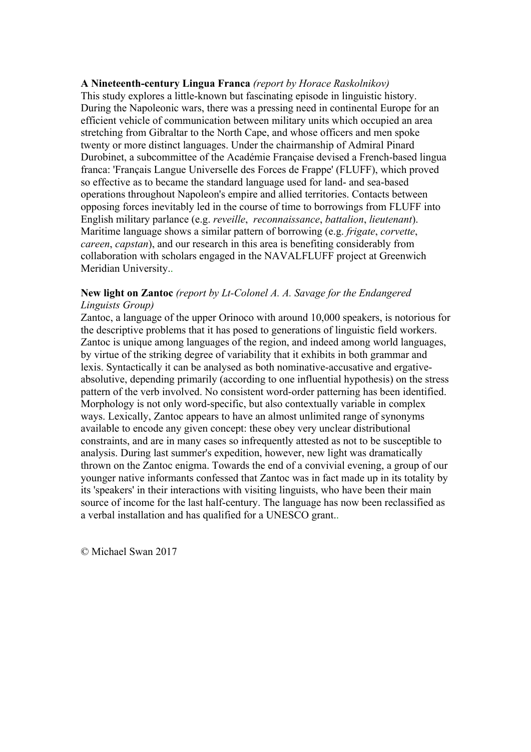**A Nineteenth-century Lingua Franca** *(report by Horace Raskolnikov)*
This study explores a little-known but fascinating episode in linguistic history. During the Napoleonic wars, there was a pressing need in continental Europe for an efficient vehicle of communication between military units which occupied an area stretching from Gibraltar to the North Cape, and whose officers and men spoke twenty or more distinct languages. Under the chairmanship of Admiral Pinard Durobinet, a subcommittee of the Académie Française devised a French-based lingua franca: 'Français Langue Universelle des Forces de Frappe' (FLUFF), which proved so effective as to became the standard language used for land- and sea-based operations throughout Napoleon's empire and allied territories. Contacts between opposing forces inevitably led in the course of time to borrowings from FLUFF into English military parlance (e.g. *reveille*, *reconnaissance*, *battalion*, *lieutenant*). Maritime language shows a similar pattern of borrowing (e.g. *frigate*, *corvette*, *careen*, *capstan*), and our research in this area is benefiting considerably from collaboration with scholars engaged in the NAVALFLUFF project at Greenwich Meridian University..

**New light on Zantoc** *(report by Lt-Colonel A. A. Savage for the Endangered Linguists Group)*
Zantoc, a language of the upper Orinoco with around 10,000 speakers, is notorious for the descriptive problems that it has posed to generations of linguistic field workers. Zantoc is unique among languages of the region, and indeed among world languages, by virtue of the striking degree of variability that it exhibits in both grammar and lexis. Syntactically it can be analysed as both nominative-accusative and ergative-absolutive, depending primarily (according to one influential hypothesis) on the stress pattern of the verb involved. No consistent word-order patterning has been identified. Morphology is not only word-specific, but also contextually variable in complex ways. Lexically, Zantoc appears to have an almost unlimited range of synonyms available to encode any given concept: these obey very unclear distributional constraints, and are in many cases so infrequently attested as not to be susceptible to analysis. During last summer's expedition, however, new light was dramatically thrown on the Zantoc enigma. Towards the end of a convivial evening, a group of our younger native informants confessed that Zantoc was in fact made up in its totality by its 'speakers' in their interactions with visiting linguists, who have been their main source of income for the last half-century. The language has now been reclassified as a verbal installation and has qualified for a UNESCO grant..

© Michael Swan 2017